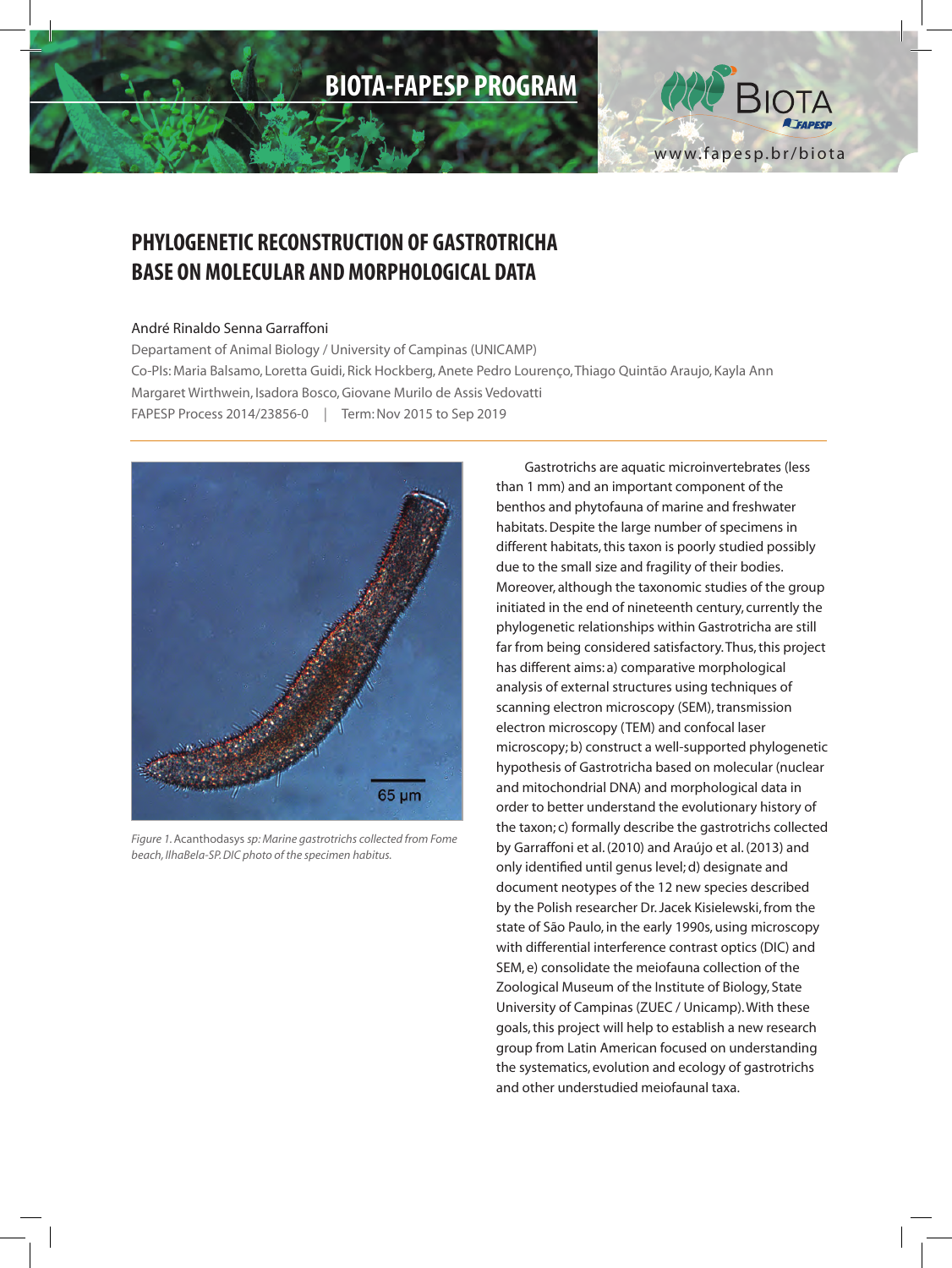BIOTA-FAPESP PROGRAM

# PHYLOGENETIC RECONSTRUCTION OF GASTROTRICHA BASE ON MOLECULAR AND MORPHOLOGICAL DATA

André Rinaldo Senna Garraffoni

Departament of Animal Biology / University of Campinas (UNICAMP)

Co-PIs: Maria Balsamo, Loretta Guidi, Rick Hockberg, Anete Pedro Lourenço, Thiago Quintão Araujo, Kayla Ann Margaret Wirthwein, Isadora Bosco, Giovane Murilo de Assis Vedovatti

FAPESP Process 2014/23856-0 | Term: Nov 2015 to Sep 2019

*Figure 1.* Acanthodasys *sp: Marine gastrotrichs collected from Fome beach, IlhaBela-SP. DIC photo of the specimen habitus.*

Gastrotrichs are aquatic microinvertebrates (less than 1 mm) and an important component of the benthos and phytofauna of marine and freshwater habitats. Despite the large number of specimens in different habitats, this taxon is poorly studied possibly due to the small size and fragility of their bodies. Moreover, although the taxonomic studies of the group initiated in the end of nineteenth century, currently the phylogenetic relationships within Gastrotricha are still far from being considered satisfactory. Thus, this project has different aims: a) comparative morphological analysis of external structures using techniques of scanning electron microscopy (SEM), transmission electron microscopy (TEM) and confocal laser microscopy; b) construct a well-supported phylogenetic hypothesis of Gastrotricha based on molecular (nuclear and mitochondrial DNA) and morphological data in order to better understand the evolutionary history of the taxon; c) formally describe the gastrotrichs collected by Garraffoni et al. (2010) and Araújo et al. (2013) and only identified until genus level; d) designate and document neotypes of the 12 new species described by the Polish researcher Dr. Jacek Kisielewski, from the state of São Paulo, in the early 1990s, using microscopy with differential interference contrast optics (DIC) and SEM, e) consolidate the meiofauna collection of the Zoological Museum of the Institute of Biology, State University of Campinas (ZUEC / Unicamp). With these goals, this project will help to establish a new research group from Latin American focused on understanding the systematics, evolution and ecology of gastrotrichs and other understudied meiofaunal taxa.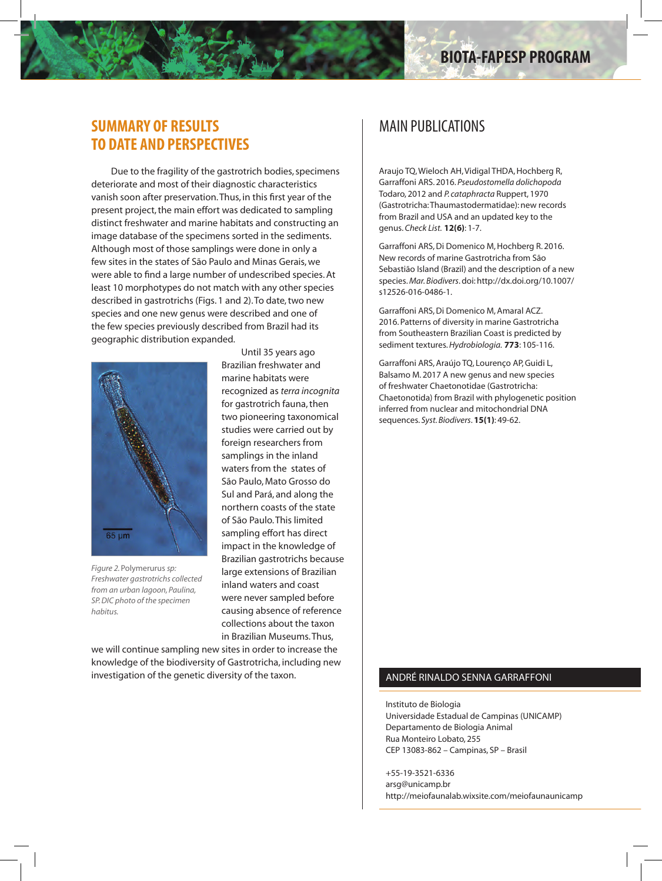## SUMMARY OF RESULTS TO DATE AND PERSPECTIVES

Due to the fragility of the gastrotrich bodies, specimens deteriorate and most of their diagnostic characteristics vanish soon after preservation. Thus, in this first year of the present project, the main effort was dedicated to sampling distinct freshwater and marine habitats and constructing an image database of the specimens sorted in the sediments. Although most of those samplings were done in only a few sites in the states of São Paulo and Minas Gerais, we were able to find a large number of undescribed species. At least 10 morphotypes do not match with any other species described in gastrotrichs (Figs. 1 and 2). To date, two new species and one new genus were described and one of the few species previously described from Brazil had its geographic distribution expanded.

Until 35 years ago Brazilian freshwater and marine habitats were recognized as *terra incognita* for gastrotrich fauna, then two pioneering taxonomical studies were carried out by foreign researchers from samplings in the inland waters from the states of São Paulo, Mato Grosso do Sul and Pará, and along the northern coasts of the state of São Paulo. This limited sampling effort has direct impact in the knowledge of Brazilian gastrotrichs because large extensions of Brazilian inland waters and coast were never sampled before causing absence of reference collections about the taxon in Brazilian Museums. Thus, we will continue sampling new sites in order to increase the knowledge of the biodiversity of Gastrotricha, including new investigation of the genetic diversity of the taxon.

65 µm

*Figure 2.* Polymerurus *sp: Freshwater gastrotrichs collected from an urban lagoon, Paulina, SP. DIC photo of the specimen habitus.*

## MAIN PUBLICATIONS

Araujo TQ, Wieloch AH, Vidigal THDA, Hochberg R, Garraffoni ARS. 2016. *Pseudostomella dolichopoda* Todaro, 2012 and *P. cataphracta* Ruppert, 1970 (Gastrotricha: Thaumastodermatidae): new records from Brazil and USA and an updated key to the genus. *Check List.* **12(6)**: 1-7.

Garraffoni ARS, Di Domenico M, Hochberg R. 2016. New records of marine Gastrotricha from São Sebastião Island (Brazil) and the description of a new species. *Mar. Biodivers*. doi: http://dx.doi.org/10.1007/s12526-016-0486-1.

Garraffoni ARS, Di Domenico M, Amaral ACZ. 2016. Patterns of diversity in marine Gastrotricha from Southeastern Brazilian Coast is predicted by sediment textures. *Hydrobiologia.* **773**: 105-116.

Garraffoni ARS, Araújo TQ, Lourenço AP, Guidi L, Balsamo M. 2017 A new genus and new species of freshwater Chaetonotidae (Gastrotricha: Chaetonotida) from Brazil with phylogenetic position inferred from nuclear and mitochondrial DNA sequences. *Syst. Biodivers*. **15(1)**: 49-62.

### ANDRÉ RINALDO SENNA GARRAFFONI

Instituto de Biologia
Universidade Estadual de Campinas (UNICAMP)
Departamento de Biologia Animal
Rua Monteiro Lobato, 255
CEP 13083-862 – Campinas, SP – Brasil

+55-19-3521-6336
arsg@unicamp.br
http://meiofaunalab.wixsite.com/meiofaunaunicamp